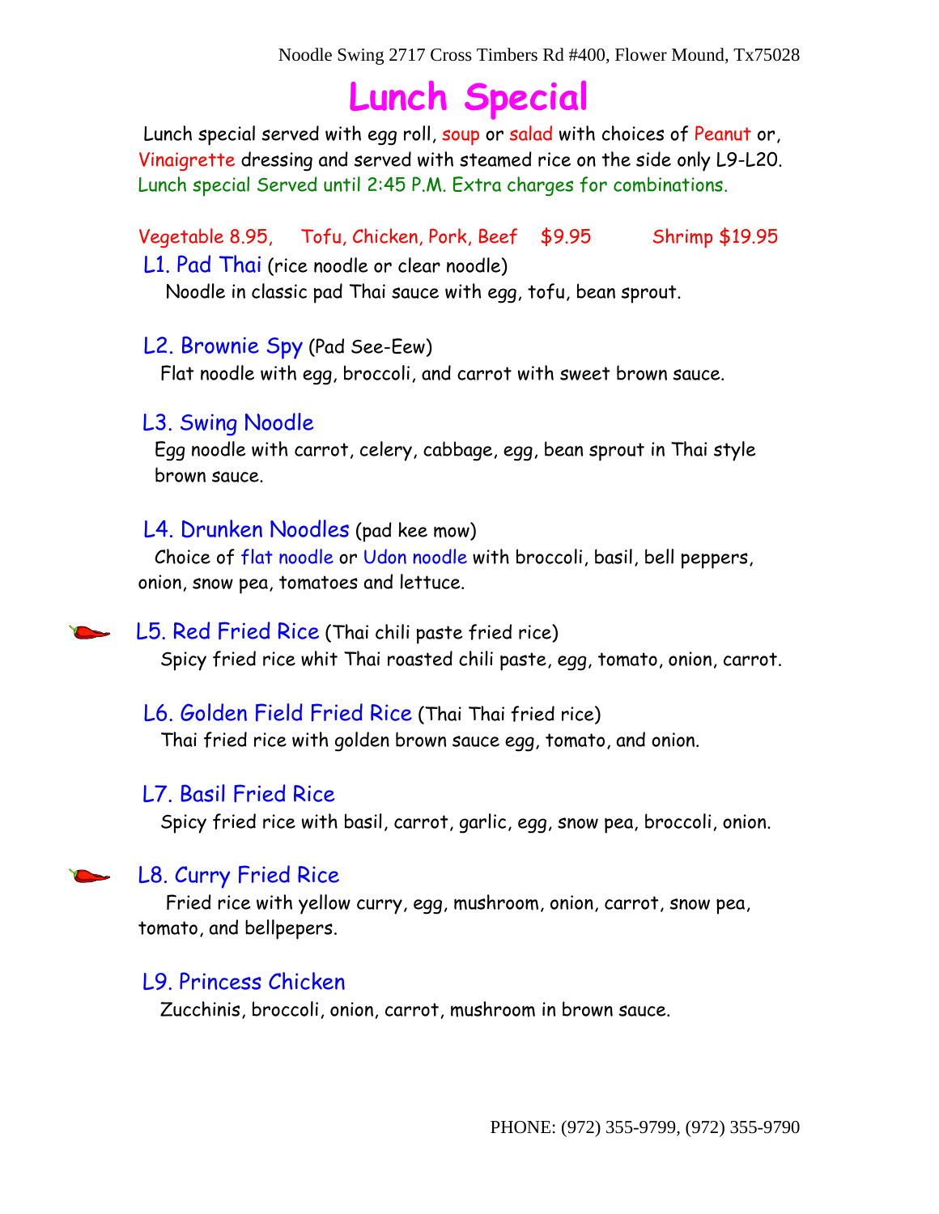Noodle Swing 2717 Cross Timbers Rd #400, Flower Mound, Tx75028

# Lunch Special

Lunch special served with egg roll, soup or salad with choices of Peanut or, Vinaigrette dressing and served with steamed rice on the side only L9-L20.
Lunch special Served until 2:45 P.M. Extra charges for combinations.

Vegetable 8.95, Tofu, Chicken, Pork, Beef $9.95 Shrimp $19.95

### L1. Pad Thai (rice noodle or clear noodle)

Noodle in classic pad Thai sauce with egg, tofu, bean sprout.

### L2. Brownie Spy (Pad See-Eew)

Flat noodle with egg, broccoli, and carrot with sweet brown sauce.

### L3. Swing Noodle

Egg noodle with carrot, celery, cabbage, egg, bean sprout in Thai style brown sauce.

### L4. Drunken Noodles (pad kee mow)

Choice of flat noodle or Udon noodle with broccoli, basil, bell peppers, onion, snow pea, tomatoes and lettuce.

### L5. Red Fried Rice (Thai chili paste fried rice)

Spicy fried rice whit Thai roasted chili paste, egg, tomato, onion, carrot.

### L6. Golden Field Fried Rice (Thai Thai fried rice)

Thai fried rice with golden brown sauce egg, tomato, and onion.

### L7. Basil Fried Rice

Spicy fried rice with basil, carrot, garlic, egg, snow pea, broccoli, onion.

### L8. Curry Fried Rice

Fried rice with yellow curry, egg, mushroom, onion, carrot, snow pea, tomato, and bellpepers.

### L9. Princess Chicken

Zucchinis, broccoli, onion, carrot, mushroom in brown sauce.

PHONE: (972) 355-9799, (972) 355-9790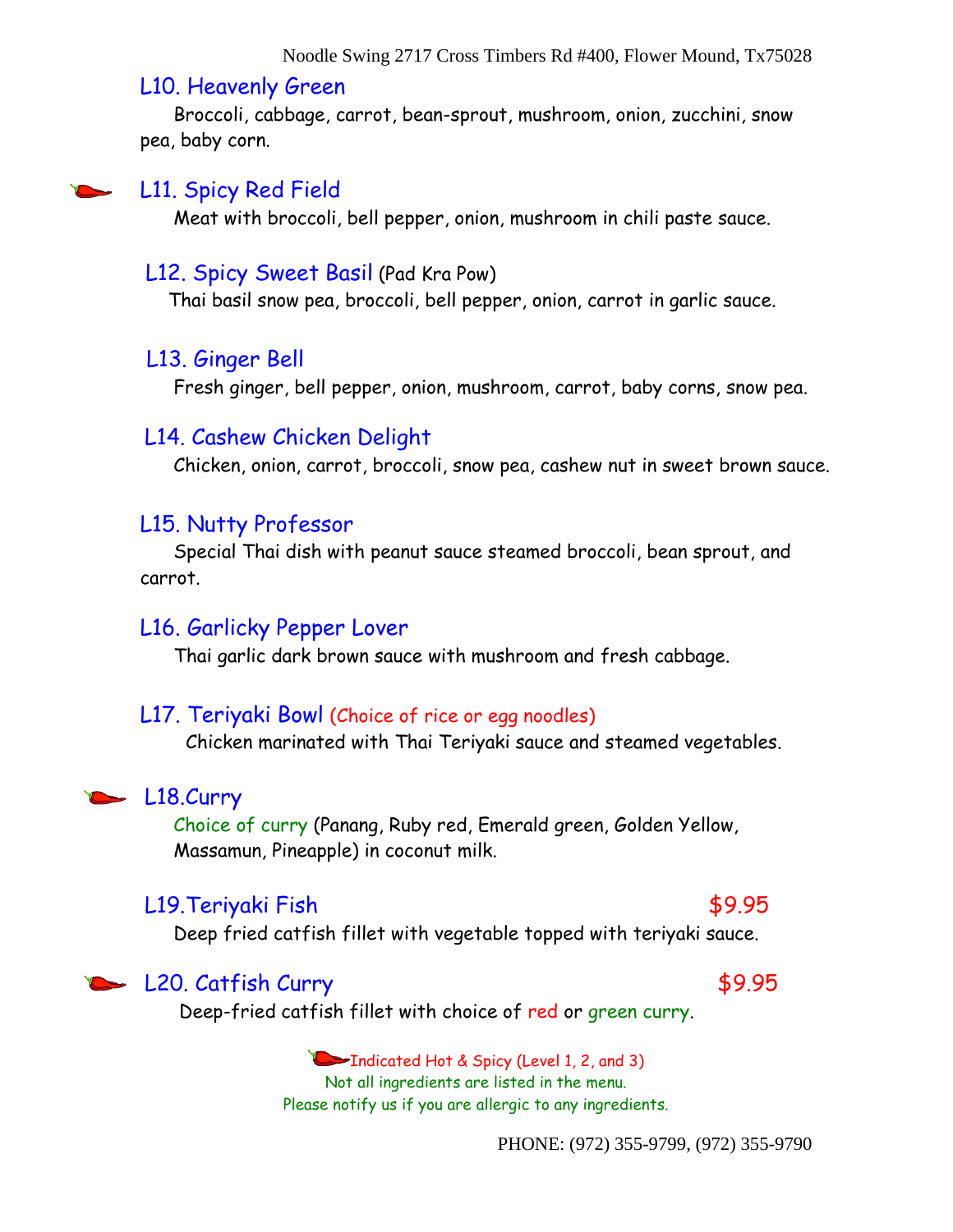Noodle Swing 2717 Cross Timbers Rd #400, Flower Mound, Tx75028

### L10. Heavenly Green

Broccoli, cabbage, carrot, bean-sprout, mushroom, onion, zucchini, snow pea, baby corn.

### L11. Spicy Red Field

Meat with broccoli, bell pepper, onion, mushroom in chili paste sauce.

### L12. Spicy Sweet Basil (Pad Kra Pow)

Thai basil snow pea, broccoli, bell pepper, onion, carrot in garlic sauce.

### L13. Ginger Bell

Fresh ginger, bell pepper, onion, mushroom, carrot, baby corns, snow pea.

### L14. Cashew Chicken Delight

Chicken, onion, carrot, broccoli, snow pea, cashew nut in sweet brown sauce.

### L15. Nutty Professor

Special Thai dish with peanut sauce steamed broccoli, bean sprout, and carrot.

### L16. Garlicky Pepper Lover

Thai garlic dark brown sauce with mushroom and fresh cabbage.

### L17. Teriyaki Bowl (Choice of rice or egg noodles)

Chicken marinated with Thai Teriyaki sauce and steamed vegetables.

### L18.Curry

Choice of curry (Panang, Ruby red, Emerald green, Golden Yellow, Massamun, Pineapple) in coconut milk.

### L19.Teriyaki Fish $9.95

Deep fried catfish fillet with vegetable topped with teriyaki sauce.

### L20. Catfish Curry $9.95

Deep-fried catfish fillet with choice of red or green curry.

Indicated Hot & Spicy (Level 1, 2, and 3)
Not all ingredients are listed in the menu.
Please notify us if you are allergic to any ingredients.

PHONE: (972) 355-9799, (972) 355-9790